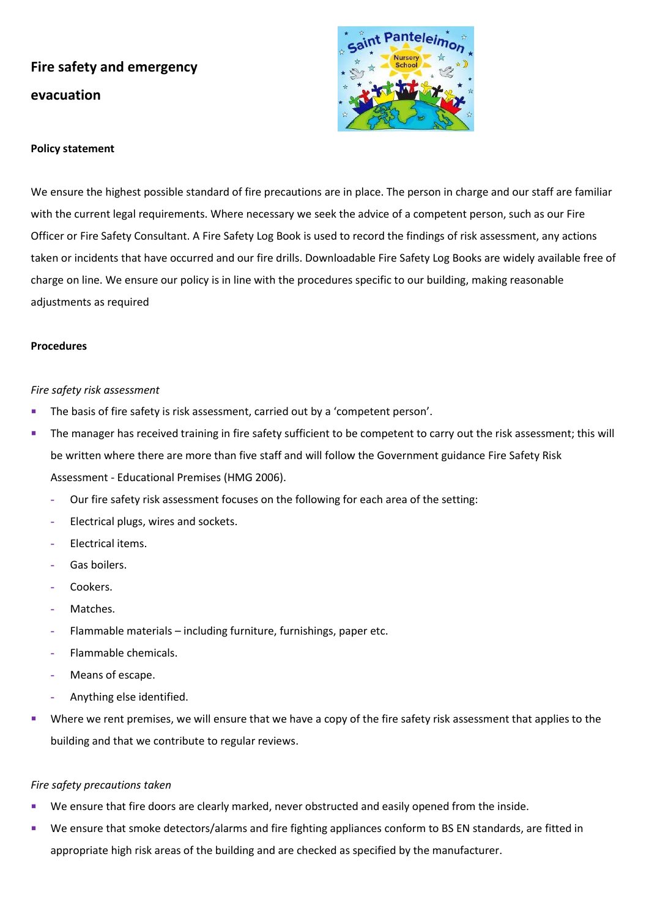# Fire safety and emergency evacuation

**Policy statement**

We ensure the highest possible standard of fire precautions are in place. The person in charge and our staff are familiar with the current legal requirements. Where necessary we seek the advice of a competent person, such as our Fire Officer or Fire Safety Consultant. A Fire Safety Log Book is used to record the findings of risk assessment, any actions taken or incidents that have occurred and our fire drills. Downloadable Fire Safety Log Books are widely available free of charge on line. We ensure our policy is in line with the procedures specific to our building, making reasonable adjustments as required

**Procedures**

*Fire safety risk assessment*

- The basis of fire safety is risk assessment, carried out by a 'competent person'.
- The manager has received training in fire safety sufficient to be competent to carry out the risk assessment; this will be written where there are more than five staff and will follow the Government guidance Fire Safety Risk Assessment - Educational Premises (HMG 2006).
  - Our fire safety risk assessment focuses on the following for each area of the setting:
  - Electrical plugs, wires and sockets.
  - Electrical items.
  - Gas boilers.
  - Cookers.
  - Matches.
  - Flammable materials – including furniture, furnishings, paper etc.
  - Flammable chemicals.
  - Means of escape.
  - Anything else identified.
- Where we rent premises, we will ensure that we have a copy of the fire safety risk assessment that applies to the building and that we contribute to regular reviews.

*Fire safety precautions taken*

- We ensure that fire doors are clearly marked, never obstructed and easily opened from the inside.
- We ensure that smoke detectors/alarms and fire fighting appliances conform to BS EN standards, are fitted in appropriate high risk areas of the building and are checked as specified by the manufacturer.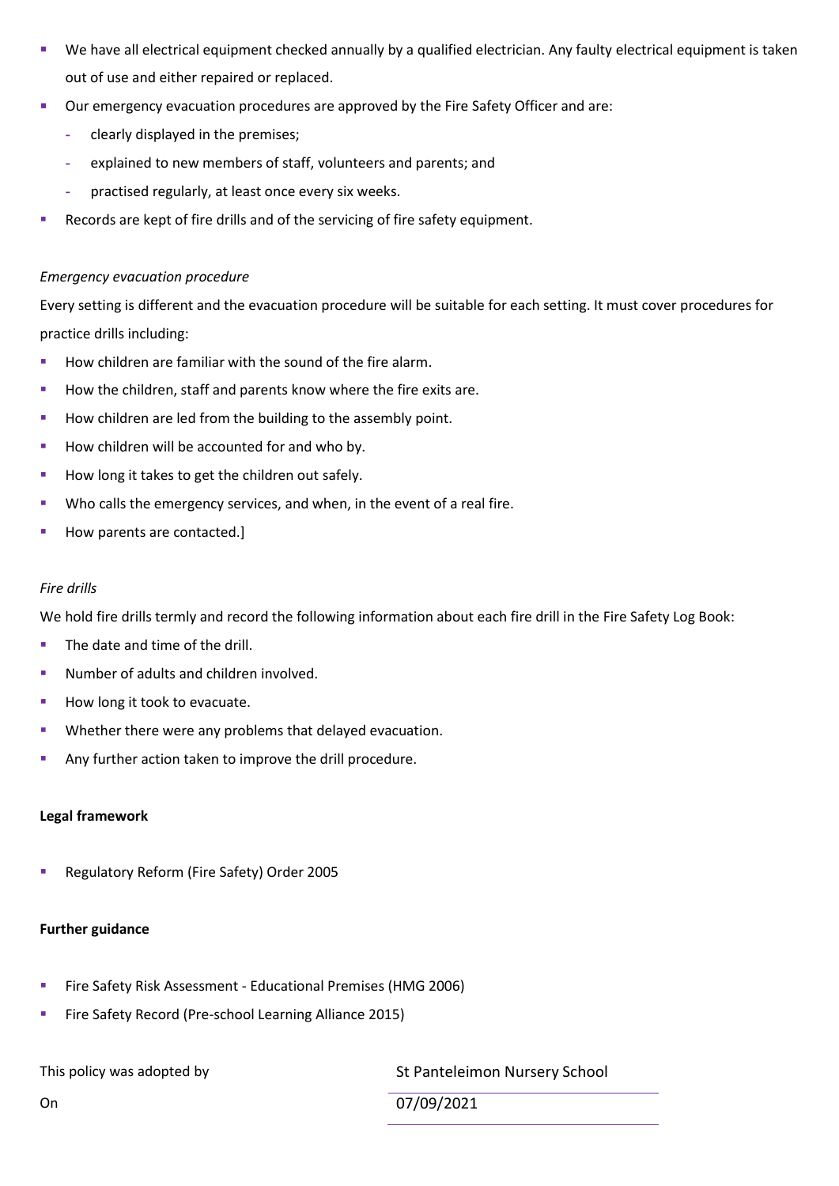- We have all electrical equipment checked annually by a qualified electrician. Any faulty electrical equipment is taken out of use and either repaired or replaced.
- Our emergency evacuation procedures are approved by the Fire Safety Officer and are:
  - clearly displayed in the premises;
  - explained to new members of staff, volunteers and parents; and
  - practised regularly, at least once every six weeks.
- Records are kept of fire drills and of the servicing of fire safety equipment.

*Emergency evacuation procedure*

Every setting is different and the evacuation procedure will be suitable for each setting. It must cover procedures for practice drills including:

- How children are familiar with the sound of the fire alarm.
- How the children, staff and parents know where the fire exits are.
- How children are led from the building to the assembly point.
- How children will be accounted for and who by.
- How long it takes to get the children out safely.
- Who calls the emergency services, and when, in the event of a real fire.
- How parents are contacted.]

*Fire drills*

We hold fire drills termly and record the following information about each fire drill in the Fire Safety Log Book:

- The date and time of the drill.
- Number of adults and children involved.
- How long it took to evacuate.
- Whether there were any problems that delayed evacuation.
- Any further action taken to improve the drill procedure.

**Legal framework**

- Regulatory Reform (Fire Safety) Order 2005

**Further guidance**

- Fire Safety Risk Assessment - Educational Premises (HMG 2006)
- Fire Safety Record (Pre-school Learning Alliance 2015)

| This policy was adopted by | St Panteleimon Nursery School |
| --- | --- |
| On | 07/09/2021 |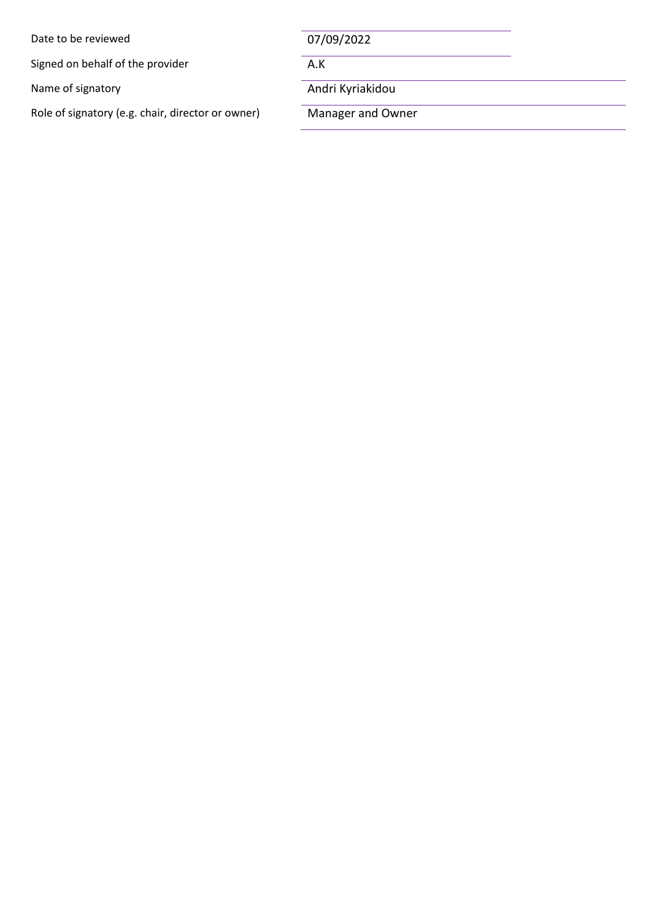| | |
|---|---|
| Date to be reviewed | 07/09/2022 |
| Signed on behalf of the provider | A.K |
| Name of signatory | Andri Kyriakidou |
| Role of signatory (e.g. chair, director or owner) | Manager and Owner |